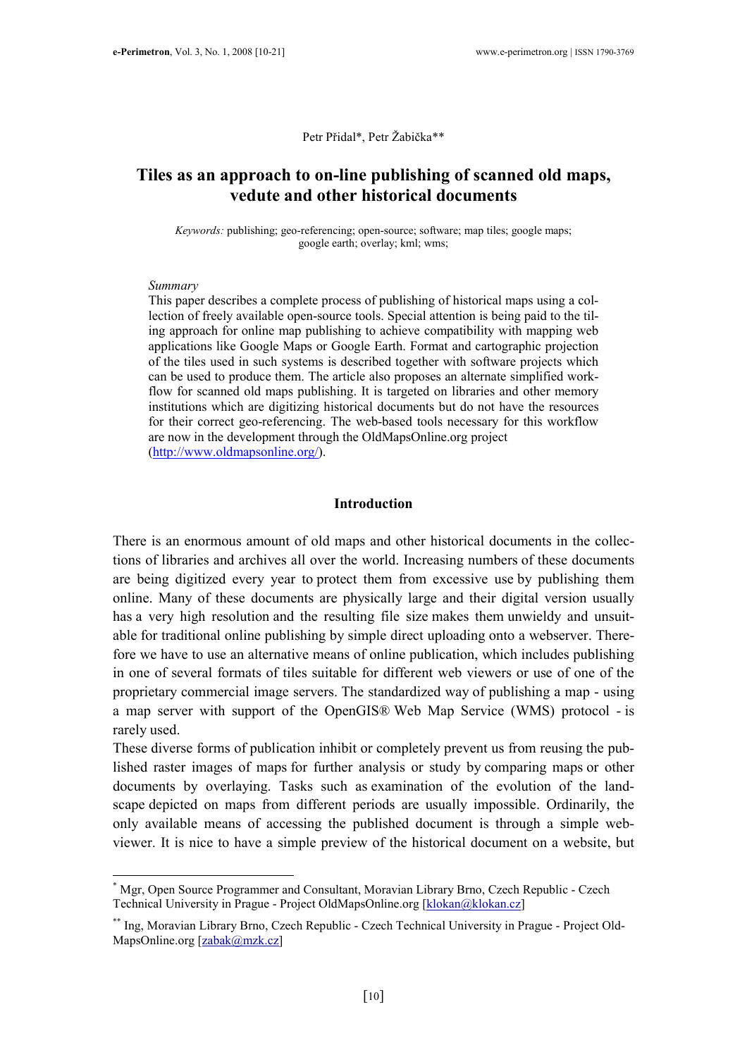Petr Přidal*, Petr Žabička**

# Tiles as an approach to on-line publishing of scanned old maps, vedute and other historical documents

*Keywords:* publishing; geo-referencing; open-source; software; map tiles; google maps; google earth; overlay; kml; wms;

*Summary*

This paper describes a complete process of publishing of historical maps using a collection of freely available open-source tools. Special attention is being paid to the tiling approach for online map publishing to achieve compatibility with mapping web applications like Google Maps or Google Earth. Format and cartographic projection of the tiles used in such systems is described together with software projects which can be used to produce them. The article also proposes an alternate simplified workflow for scanned old maps publishing. It is targeted on libraries and other memory institutions which are digitizing historical documents but do not have the resources for their correct geo-referencing. The web-based tools necessary for this workflow are now in the development through the OldMapsOnline.org project (http://www.oldmapsonline.org/).

## Introduction

There is an enormous amount of old maps and other historical documents in the collections of libraries and archives all over the world. Increasing numbers of these documents are being digitized every year to protect them from excessive use by publishing them online. Many of these documents are physically large and their digital version usually has a very high resolution and the resulting file size makes them unwieldy and unsuitable for traditional online publishing by simple direct uploading onto a webserver. Therefore we have to use an alternative means of online publication, which includes publishing in one of several formats of tiles suitable for different web viewers or use of one of the proprietary commercial image servers. The standardized way of publishing a map - using a map server with support of the OpenGIS® Web Map Service (WMS) protocol - is rarely used.

These diverse forms of publication inhibit or completely prevent us from reusing the published raster images of maps for further analysis or study by comparing maps or other documents by overlaying. Tasks such as examination of the evolution of the landscape depicted on maps from different periods are usually impossible. Ordinarily, the only available means of accessing the published document is through a simple webviewer. It is nice to have a simple preview of the historical document on a website, but

---

* Mgr, Open Source Programmer and Consultant, Moravian Library Brno, Czech Republic - Czech Technical University in Prague - Project OldMapsOnline.org [klokan@klokan.cz]

** Ing, Moravian Library Brno, Czech Republic - Czech Technical University in Prague - Project OldMapsOnline.org [zabak@mzk.cz]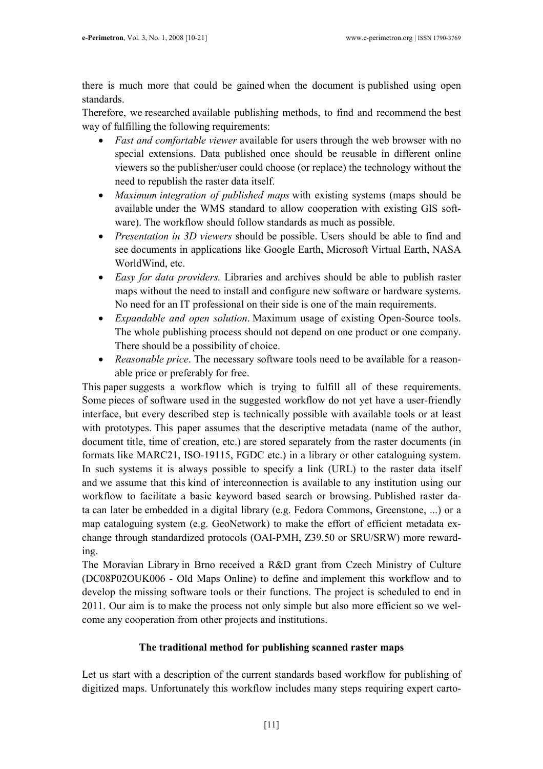there is much more that could be gained when the document is published using open standards.

Therefore, we researched available publishing methods, to find and recommend the best way of fulfilling the following requirements:

- *Fast and comfortable viewer* available for users through the web browser with no special extensions. Data published once should be reusable in different online viewers so the publisher/user could choose (or replace) the technology without the need to republish the raster data itself.
- *Maximum integration of published maps* with existing systems (maps should be available under the WMS standard to allow cooperation with existing GIS software). The workflow should follow standards as much as possible.
- *Presentation in 3D viewers* should be possible. Users should be able to find and see documents in applications like Google Earth, Microsoft Virtual Earth, NASA WorldWind, etc.
- *Easy for data providers.* Libraries and archives should be able to publish raster maps without the need to install and configure new software or hardware systems. No need for an IT professional on their side is one of the main requirements.
- *Expandable and open solution*. Maximum usage of existing Open-Source tools. The whole publishing process should not depend on one product or one company. There should be a possibility of choice.
- *Reasonable price*. The necessary software tools need to be available for a reasonable price or preferably for free.

This paper suggests a workflow which is trying to fulfill all of these requirements. Some pieces of software used in the suggested workflow do not yet have a user-friendly interface, but every described step is technically possible with available tools or at least with prototypes. This paper assumes that the descriptive metadata (name of the author, document title, time of creation, etc.) are stored separately from the raster documents (in formats like MARC21, ISO-19115, FGDC etc.) in a library or other cataloguing system. In such systems it is always possible to specify a link (URL) to the raster data itself and we assume that this kind of interconnection is available to any institution using our workflow to facilitate a basic keyword based search or browsing. Published raster data can later be embedded in a digital library (e.g. Fedora Commons, Greenstone, ...) or a map cataloguing system (e.g. GeoNetwork) to make the effort of efficient metadata exchange through standardized protocols (OAI-PMH, Z39.50 or SRU/SRW) more rewarding.

The Moravian Library in Brno received a R&D grant from Czech Ministry of Culture (DC08P02OUK006 - Old Maps Online) to define and implement this workflow and to develop the missing software tools or their functions. The project is scheduled to end in 2011. Our aim is to make the process not only simple but also more efficient so we welcome any cooperation from other projects and institutions.

## The traditional method for publishing scanned raster maps

Let us start with a description of the current standards based workflow for publishing of digitized maps. Unfortunately this workflow includes many steps requiring expert carto-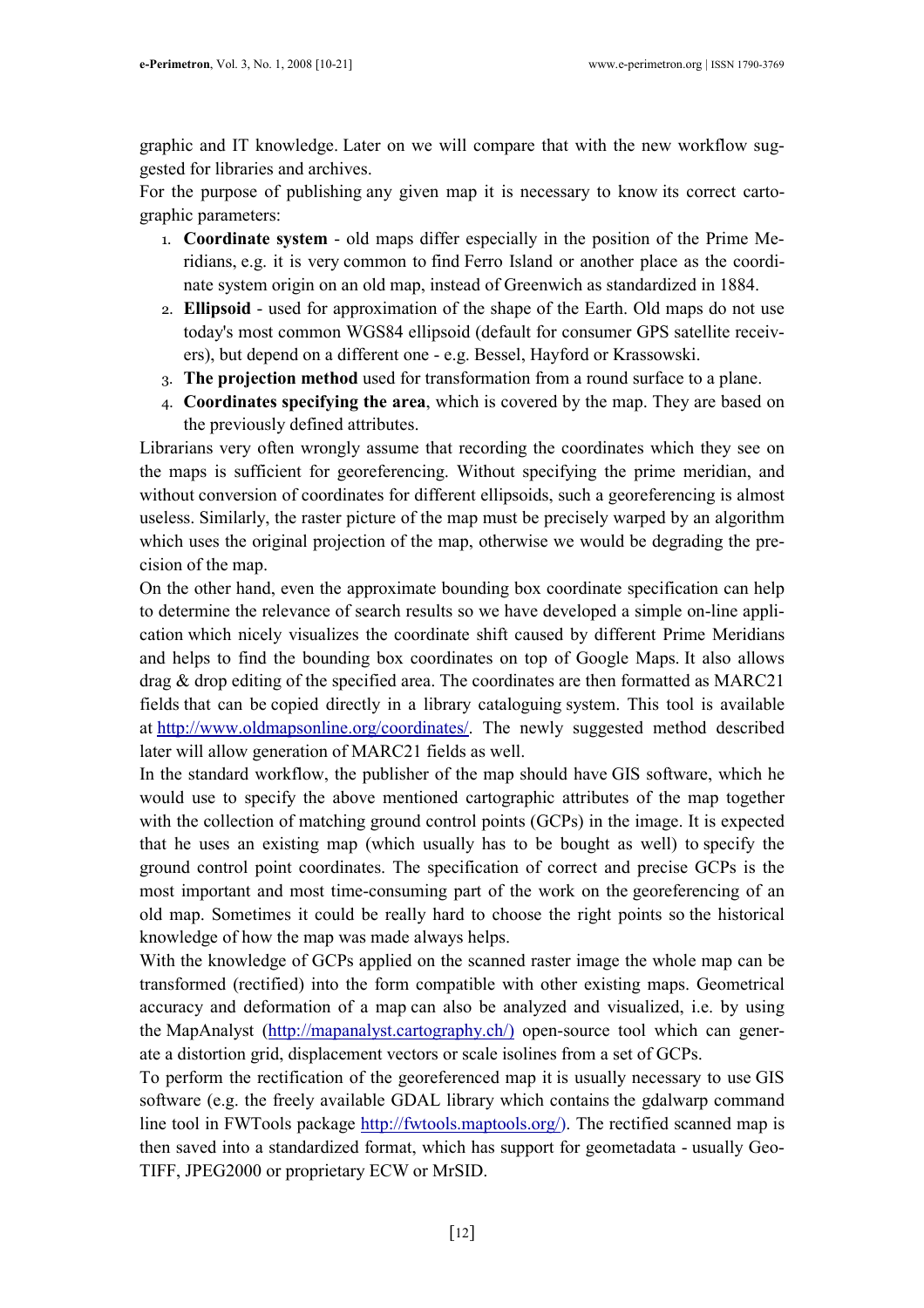graphic and IT knowledge. Later on we will compare that with the new workflow suggested for libraries and archives.

For the purpose of publishing any given map it is necessary to know its correct cartographic parameters:

1. **Coordinate system** - old maps differ especially in the position of the Prime Meridians, e.g. it is very common to find Ferro Island or another place as the coordinate system origin on an old map, instead of Greenwich as standardized in 1884.
2. **Ellipsoid** - used for approximation of the shape of the Earth. Old maps do not use today's most common WGS84 ellipsoid (default for consumer GPS satellite receivers), but depend on a different one - e.g. Bessel, Hayford or Krassowski.
3. **The projection method** used for transformation from a round surface to a plane.
4. **Coordinates specifying the area**, which is covered by the map. They are based on the previously defined attributes.

Librarians very often wrongly assume that recording the coordinates which they see on the maps is sufficient for georeferencing. Without specifying the prime meridian, and without conversion of coordinates for different ellipsoids, such a georeferencing is almost useless. Similarly, the raster picture of the map must be precisely warped by an algorithm which uses the original projection of the map, otherwise we would be degrading the precision of the map.

On the other hand, even the approximate bounding box coordinate specification can help to determine the relevance of search results so we have developed a simple on-line application which nicely visualizes the coordinate shift caused by different Prime Meridians and helps to find the bounding box coordinates on top of Google Maps. It also allows drag & drop editing of the specified area. The coordinates are then formatted as MARC21 fields that can be copied directly in a library cataloguing system. This tool is available at http://www.oldmapsonline.org/coordinates/. The newly suggested method described later will allow generation of MARC21 fields as well.

In the standard workflow, the publisher of the map should have GIS software, which he would use to specify the above mentioned cartographic attributes of the map together with the collection of matching ground control points (GCPs) in the image. It is expected that he uses an existing map (which usually has to be bought as well) to specify the ground control point coordinates. The specification of correct and precise GCPs is the most important and most time-consuming part of the work on the georeferencing of an old map. Sometimes it could be really hard to choose the right points so the historical knowledge of how the map was made always helps.

With the knowledge of GCPs applied on the scanned raster image the whole map can be transformed (rectified) into the form compatible with other existing maps. Geometrical accuracy and deformation of a map can also be analyzed and visualized, i.e. by using the MapAnalyst (http://mapanalyst.cartography.ch/) open-source tool which can generate a distortion grid, displacement vectors or scale isolines from a set of GCPs.

To perform the rectification of the georeferenced map it is usually necessary to use GIS software (e.g. the freely available GDAL library which contains the gdalwarp command line tool in FWTools package http://fwtools.maptools.org/). The rectified scanned map is then saved into a standardized format, which has support for geometadata - usually GeoTIFF, JPEG2000 or proprietary ECW or MrSID.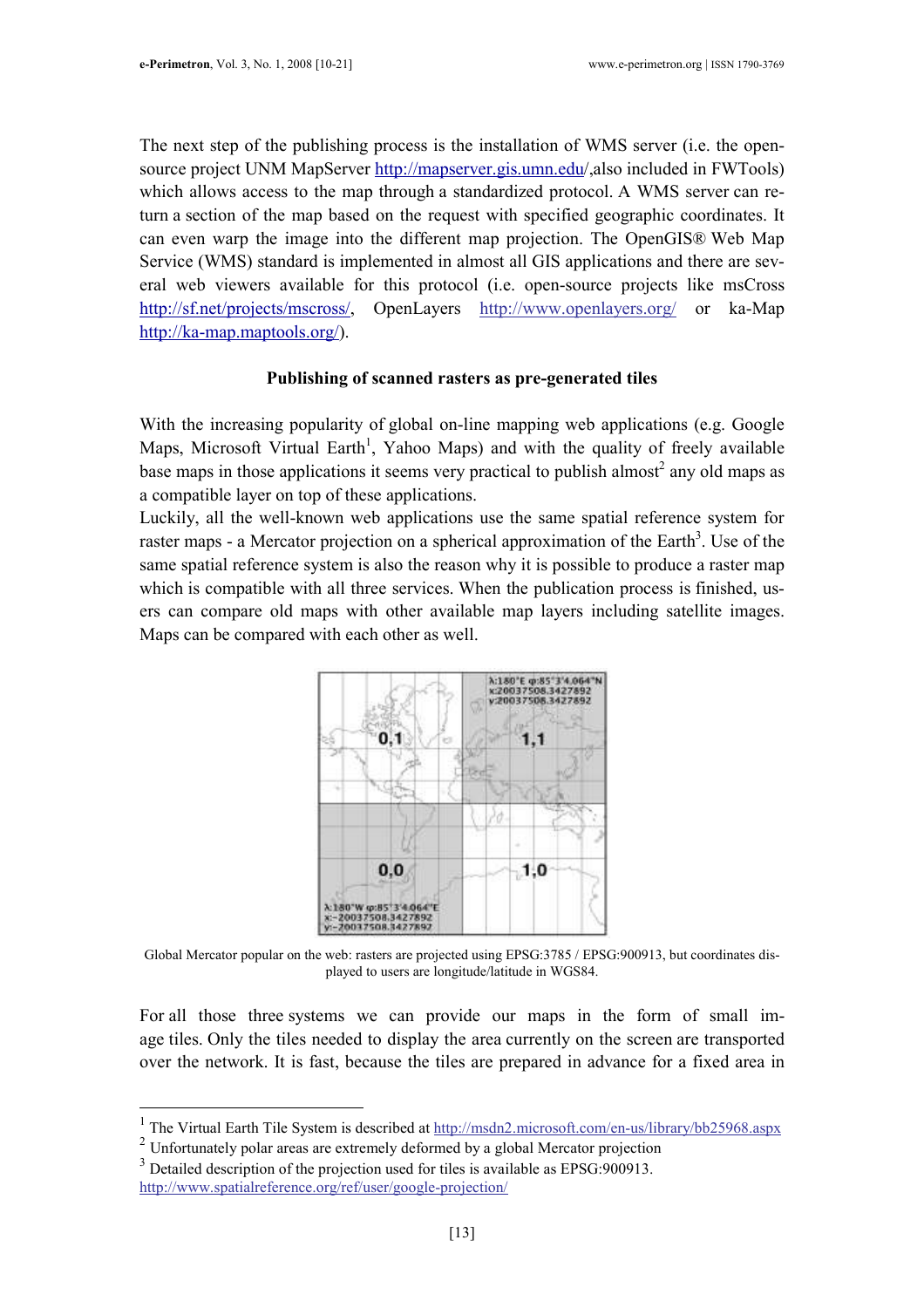The next step of the publishing process is the installation of WMS server (i.e. the open-source project UNM MapServer http://mapserver.gis.umn.edu/,also included in FWTools) which allows access to the map through a standardized protocol. A WMS server can return a section of the map based on the request with specified geographic coordinates. It can even warp the image into the different map projection. The OpenGIS® Web Map Service (WMS) standard is implemented in almost all GIS applications and there are several web viewers available for this protocol (i.e. open-source projects like msCross http://sf.net/projects/mscross/, OpenLayers http://www.openlayers.org/ or ka-Map http://ka-map.maptools.org/).

### Publishing of scanned rasters as pre-generated tiles

With the increasing popularity of global on-line mapping web applications (e.g. Google Maps, Microsoft Virtual Earth[1], Yahoo Maps) and with the quality of freely available base maps in those applications it seems very practical to publish almost[2] any old maps as a compatible layer on top of these applications.

Luckily, all the well-known web applications use the same spatial reference system for raster maps - a Mercator projection on a spherical approximation of the Earth[3]. Use of the same spatial reference system is also the reason why it is possible to produce a raster map which is compatible with all three services. When the publication process is finished, users can compare old maps with other available map layers including satellite images. Maps can be compared with each other as well.

Global Mercator popular on the web: rasters are projected using EPSG:3785 / EPSG:900913, but coordinates displayed to users are longitude/latitude in WGS84.

For all those three systems we can provide our maps in the form of small image tiles. Only the tiles needed to display the area currently on the screen are transported over the network. It is fast, because the tiles are prepared in advance for a fixed area in

---

[1] The Virtual Earth Tile System is described at http://msdn2.microsoft.com/en-us/library/bb25968.aspx

[2] Unfortunately polar areas are extremely deformed by a global Mercator projection

[3] Detailed description of the projection used for tiles is available as EPSG:900913. http://www.spatialreference.org/ref/user/google-projection/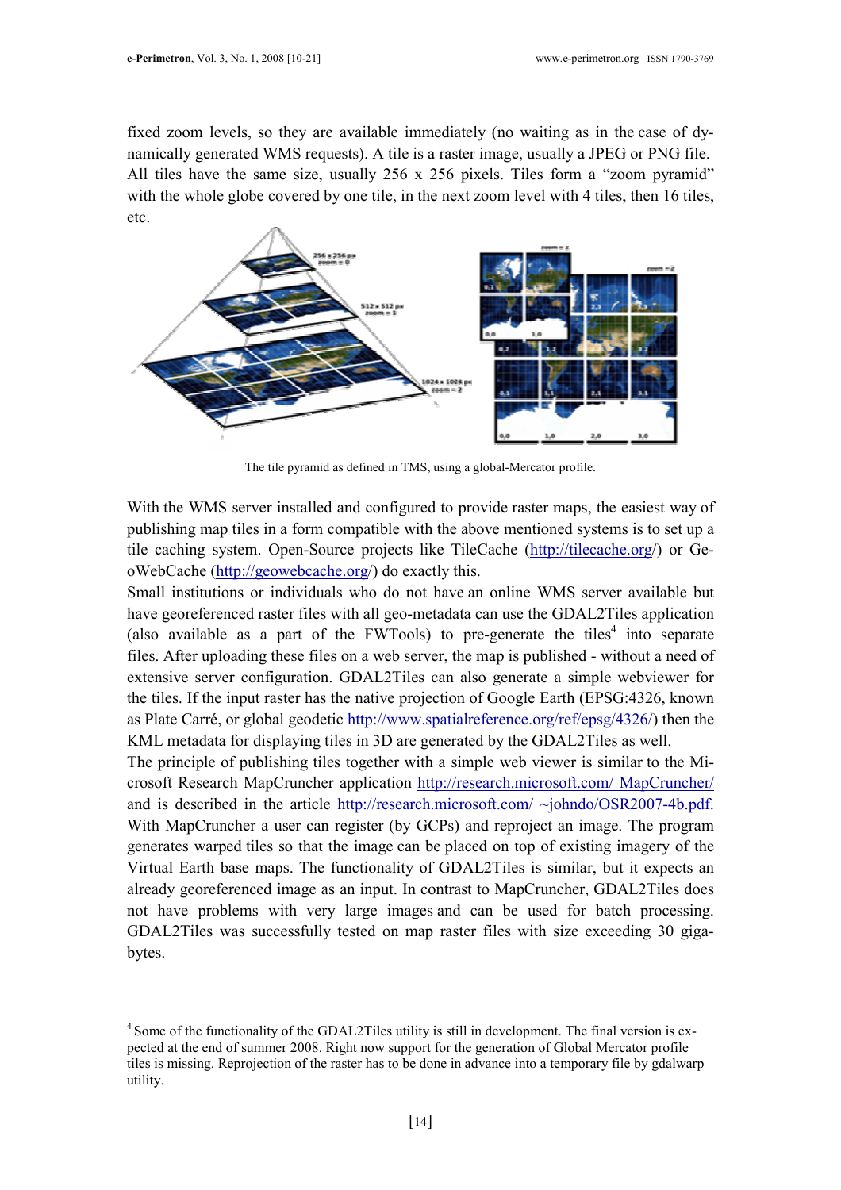fixed zoom levels, so they are available immediately (no waiting as in the case of dynamically generated WMS requests). A tile is a raster image, usually a JPEG or PNG file. All tiles have the same size, usually 256 x 256 pixels. Tiles form a "zoom pyramid" with the whole globe covered by one tile, in the next zoom level with 4 tiles, then 16 tiles, etc.

The tile pyramid as defined in TMS, using a global-Mercator profile.

With the WMS server installed and configured to provide raster maps, the easiest way of publishing map tiles in a form compatible with the above mentioned systems is to set up a tile caching system. Open-Source projects like TileCache (http://tilecache.org/) or GeoWebCache (http://geowebcache.org/) do exactly this.

Small institutions or individuals who do not have an online WMS server available but have georeferenced raster files with all geo-metadata can use the GDAL2Tiles application (also available as a part of the FWTools) to pre-generate the tiles[4] into separate files. After uploading these files on a web server, the map is published - without a need of extensive server configuration. GDAL2Tiles can also generate a simple webviewer for the tiles. If the input raster has the native projection of Google Earth (EPSG:4326, known as Plate Carré, or global geodetic http://www.spatialreference.org/ref/epsg/4326/) then the KML metadata for displaying tiles in 3D are generated by the GDAL2Tiles as well.

The principle of publishing tiles together with a simple web viewer is similar to the Microsoft Research MapCruncher application http://research.microsoft.com/ MapCruncher/ and is described in the article http://research.microsoft.com/ ~johndo/OSR2007-4b.pdf. With MapCruncher a user can register (by GCPs) and reproject an image. The program generates warped tiles so that the image can be placed on top of existing imagery of the Virtual Earth base maps. The functionality of GDAL2Tiles is similar, but it expects an already georeferenced image as an input. In contrast to MapCruncher, GDAL2Tiles does not have problems with very large images and can be used for batch processing. GDAL2Tiles was successfully tested on map raster files with size exceeding 30 gigabytes.

---

[4] Some of the functionality of the GDAL2Tiles utility is still in development. The final version is expected at the end of summer 2008. Right now support for the generation of Global Mercator profile tiles is missing. Reprojection of the raster has to be done in advance into a temporary file by gdalwarp utility.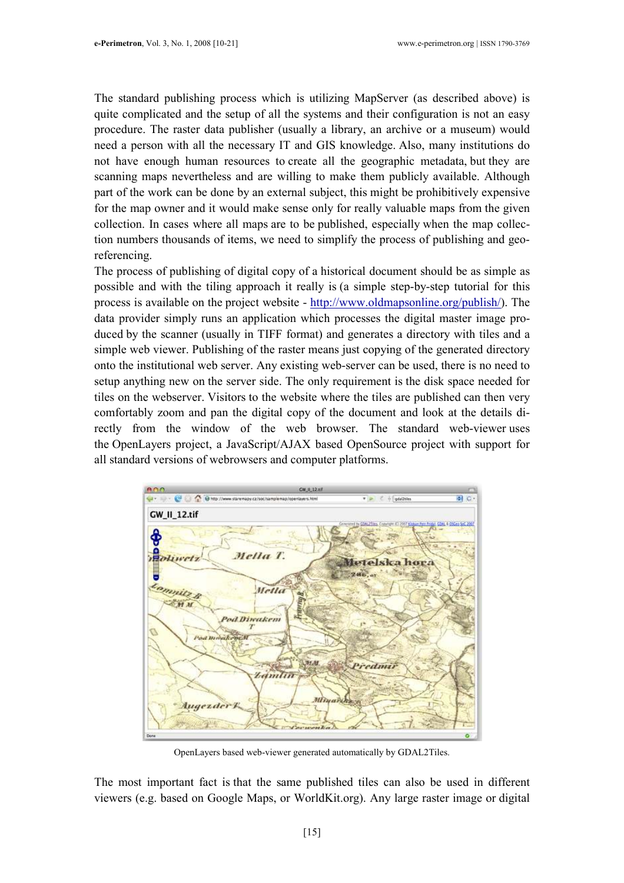The standard publishing process which is utilizing MapServer (as described above) is quite complicated and the setup of all the systems and their configuration is not an easy procedure. The raster data publisher (usually a library, an archive or a museum) would need a person with all the necessary IT and GIS knowledge. Also, many institutions do not have enough human resources to create all the geographic metadata, but they are scanning maps nevertheless and are willing to make them publicly available. Although part of the work can be done by an external subject, this might be prohibitively expensive for the map owner and it would make sense only for really valuable maps from the given collection. In cases where all maps are to be published, especially when the map collection numbers thousands of items, we need to simplify the process of publishing and georeferencing.

The process of publishing of digital copy of a historical document should be as simple as possible and with the tiling approach it really is (a simple step-by-step tutorial for this process is available on the project website - http://www.oldmapsonline.org/publish/). The data provider simply runs an application which processes the digital master image produced by the scanner (usually in TIFF format) and generates a directory with tiles and a simple web viewer. Publishing of the raster means just copying of the generated directory onto the institutional web server. Any existing web-server can be used, there is no need to setup anything new on the server side. The only requirement is the disk space needed for tiles on the webserver. Visitors to the website where the tiles are published can then very comfortably zoom and pan the digital copy of the document and look at the details directly from the window of the web browser. The standard web-viewer uses the OpenLayers project, a JavaScript/AJAX based OpenSource project with support for all standard versions of webrowsers and computer platforms.

OpenLayers based web-viewer generated automatically by GDAL2Tiles.

The most important fact is that the same published tiles can also be used in different viewers (e.g. based on Google Maps, or WorldKit.org). Any large raster image or digital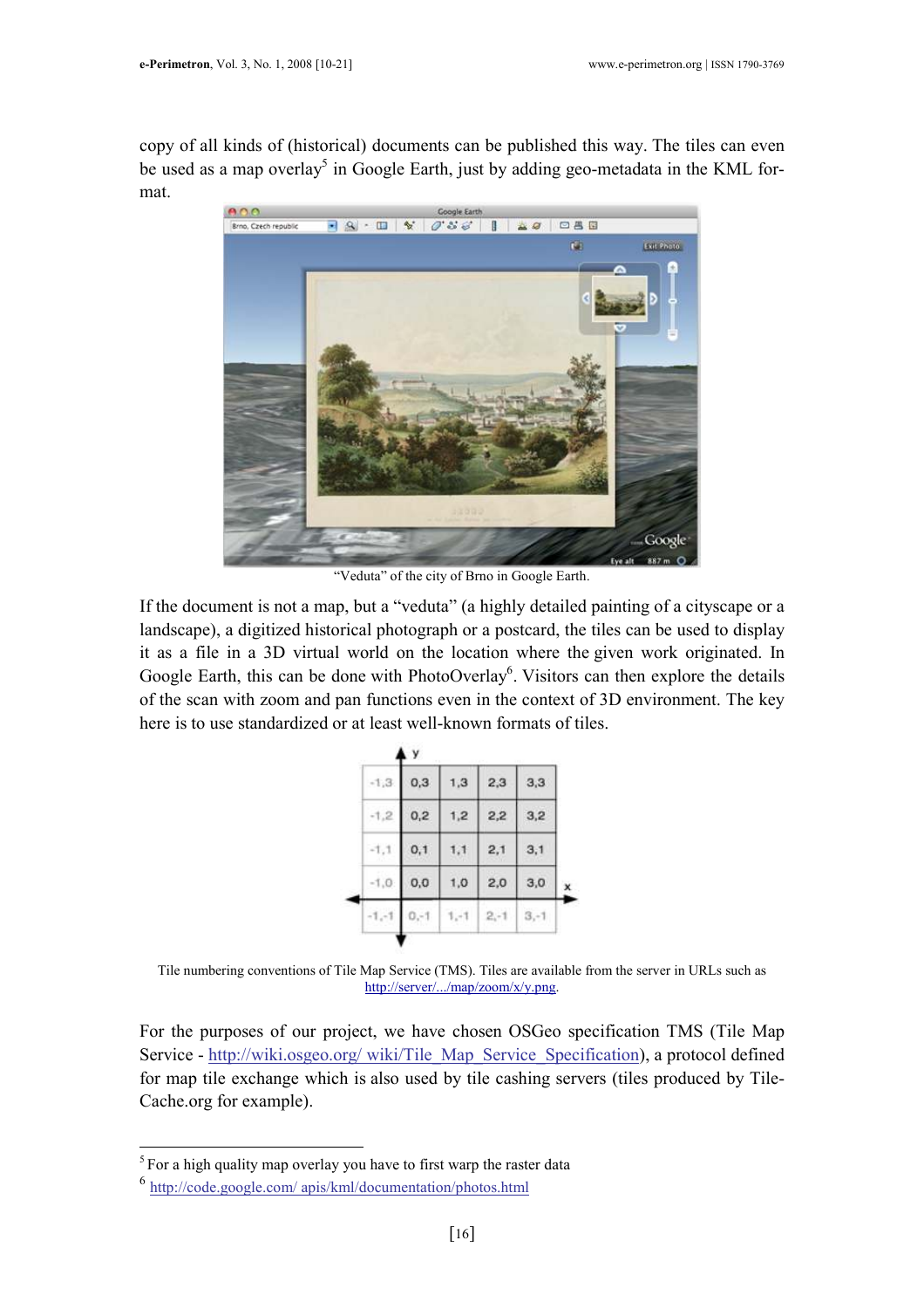copy of all kinds of (historical) documents can be published this way. The tiles can even be used as a map overlay[5] in Google Earth, just by adding geo-metadata in the KML format.

"Veduta" of the city of Brno in Google Earth.

If the document is not a map, but a "veduta" (a highly detailed painting of a cityscape or a landscape), a digitized historical photograph or a postcard, the tiles can be used to display it as a file in a 3D virtual world on the location where the given work originated. In Google Earth, this can be done with PhotoOverlay[6]. Visitors can then explore the details of the scan with zoom and pan functions even in the context of 3D environment. The key here is to use standardized or at least well-known formats of tiles.

Tile numbering conventions of Tile Map Service (TMS). Tiles are available from the server in URLs such as http://server/.../map/zoom/x/y.png.

For the purposes of our project, we have chosen OSGeo specification TMS (Tile Map Service - http://wiki.osgeo.org/ wiki/Tile_Map_Service_Specification), a protocol defined for map tile exchange which is also used by tile cashing servers (tiles produced by TileCache.org for example).

[5] For a high quality map overlay you have to first warp the raster data

[6] http://code.google.com/ apis/kml/documentation/photos.html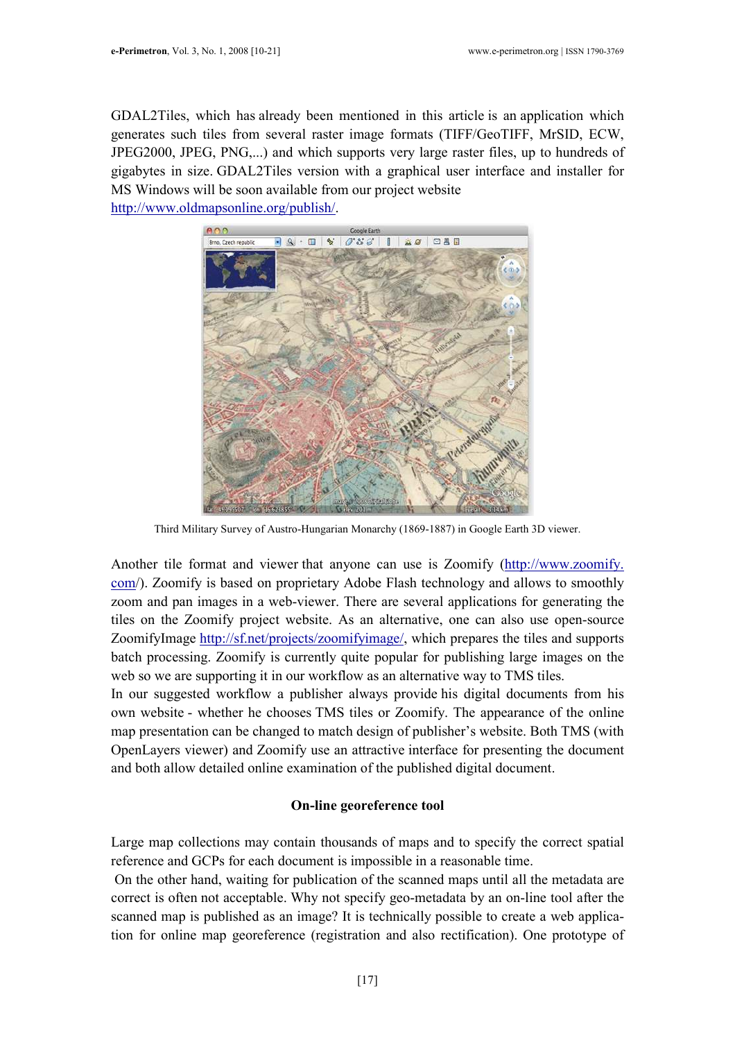GDAL2Tiles, which has already been mentioned in this article is an application which generates such tiles from several raster image formats (TIFF/GeoTIFF, MrSID, ECW, JPEG2000, JPEG, PNG,...) and which supports very large raster files, up to hundreds of gigabytes in size. GDAL2Tiles version with a graphical user interface and installer for MS Windows will be soon available from our project website http://www.oldmapsonline.org/publish/.

Third Military Survey of Austro-Hungarian Monarchy (1869-1887) in Google Earth 3D viewer.

Another tile format and viewer that anyone can use is Zoomify (http://www.zoomify.com/). Zoomify is based on proprietary Adobe Flash technology and allows to smoothly zoom and pan images in a web-viewer. There are several applications for generating the tiles on the Zoomify project website. As an alternative, one can also use open-source ZoomifyImage http://sf.net/projects/zoomifyimage/, which prepares the tiles and supports batch processing. Zoomify is currently quite popular for publishing large images on the web so we are supporting it in our workflow as an alternative way to TMS tiles.

In our suggested workflow a publisher always provide his digital documents from his own website - whether he chooses TMS tiles or Zoomify. The appearance of the online map presentation can be changed to match design of publisher's website. Both TMS (with OpenLayers viewer) and Zoomify use an attractive interface for presenting the document and both allow detailed online examination of the published digital document.

**On-line georeference tool**

Large map collections may contain thousands of maps and to specify the correct spatial reference and GCPs for each document is impossible in a reasonable time.

On the other hand, waiting for publication of the scanned maps until all the metadata are correct is often not acceptable. Why not specify geo-metadata by an on-line tool after the scanned map is published as an image? It is technically possible to create a web application for online map georeference (registration and also rectification). One prototype of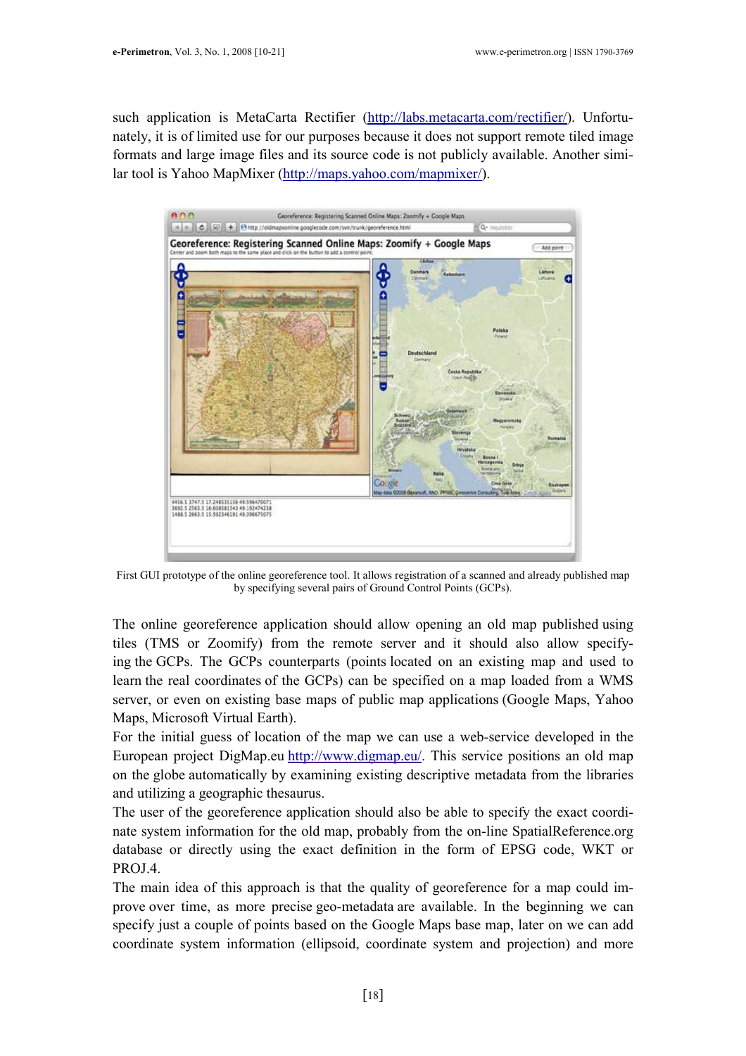such application is MetaCarta Rectifier (http://labs.metacarta.com/rectifier/). Unfortunately, it is of limited use for our purposes because it does not support remote tiled image formats and large image files and its source code is not publicly available. Another similar tool is Yahoo MapMixer (http://maps.yahoo.com/mapmixer/).

First GUI prototype of the online georeference tool. It allows registration of a scanned and already published map by specifying several pairs of Ground Control Points (GCPs).

The online georeference application should allow opening an old map published using tiles (TMS or Zoomify) from the remote server and it should also allow specifying the GCPs. The GCPs counterparts (points located on an existing map and used to learn the real coordinates of the GCPs) can be specified on a map loaded from a WMS server, or even on existing base maps of public map applications (Google Maps, Yahoo Maps, Microsoft Virtual Earth).

For the initial guess of location of the map we can use a web-service developed in the European project DigMap.eu http://www.digmap.eu/. This service positions an old map on the globe automatically by examining existing descriptive metadata from the libraries and utilizing a geographic thesaurus.

The user of the georeference application should also be able to specify the exact coordinate system information for the old map, probably from the on-line SpatialReference.org database or directly using the exact definition in the form of EPSG code, WKT or PROJ.4.

The main idea of this approach is that the quality of georeference for a map could improve over time, as more precise geo-metadata are available. In the beginning we can specify just a couple of points based on the Google Maps base map, later on we can add coordinate system information (ellipsoid, coordinate system and projection) and more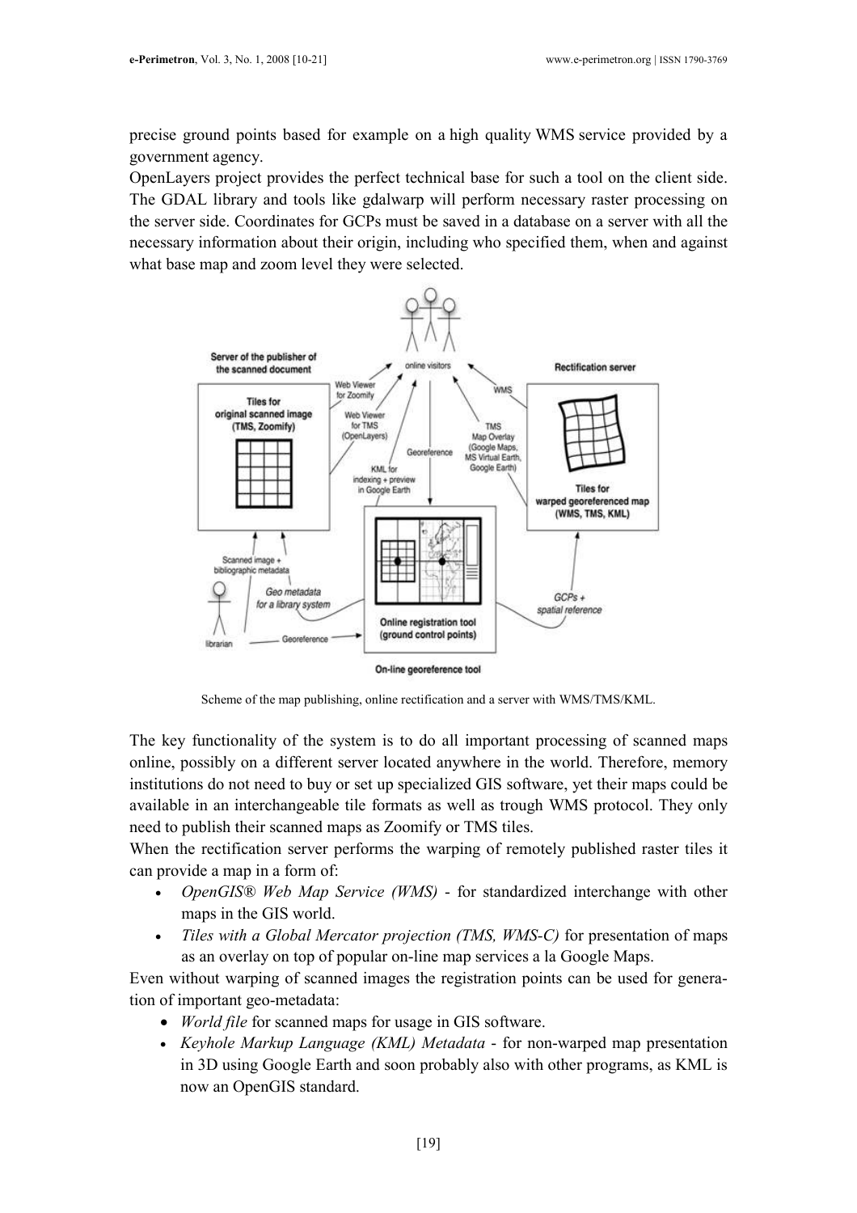precise ground points based for example on a high quality WMS service provided by a government agency.

OpenLayers project provides the perfect technical base for such a tool on the client side. The GDAL library and tools like gdalwarp will perform necessary raster processing on the server side. Coordinates for GCPs must be saved in a database on a server with all the necessary information about their origin, including who specified them, when and against what base map and zoom level they were selected.

Scheme of the map publishing, online rectification and a server with WMS/TMS/KML.

The key functionality of the system is to do all important processing of scanned maps online, possibly on a different server located anywhere in the world. Therefore, memory institutions do not need to buy or set up specialized GIS software, yet their maps could be available in an interchangeable tile formats as well as trough WMS protocol. They only need to publish their scanned maps as Zoomify or TMS tiles.

When the rectification server performs the warping of remotely published raster tiles it can provide a map in a form of:

- *OpenGIS® Web Map Service (WMS)* - for standardized interchange with other maps in the GIS world.
- *Tiles with a Global Mercator projection (TMS, WMS-C)* for presentation of maps as an overlay on top of popular on-line map services a la Google Maps.

Even without warping of scanned images the registration points can be used for generation of important geo-metadata:

- *World file* for scanned maps for usage in GIS software.
- *Keyhole Markup Language (KML) Metadata* - for non-warped map presentation in 3D using Google Earth and soon probably also with other programs, as KML is now an OpenGIS standard.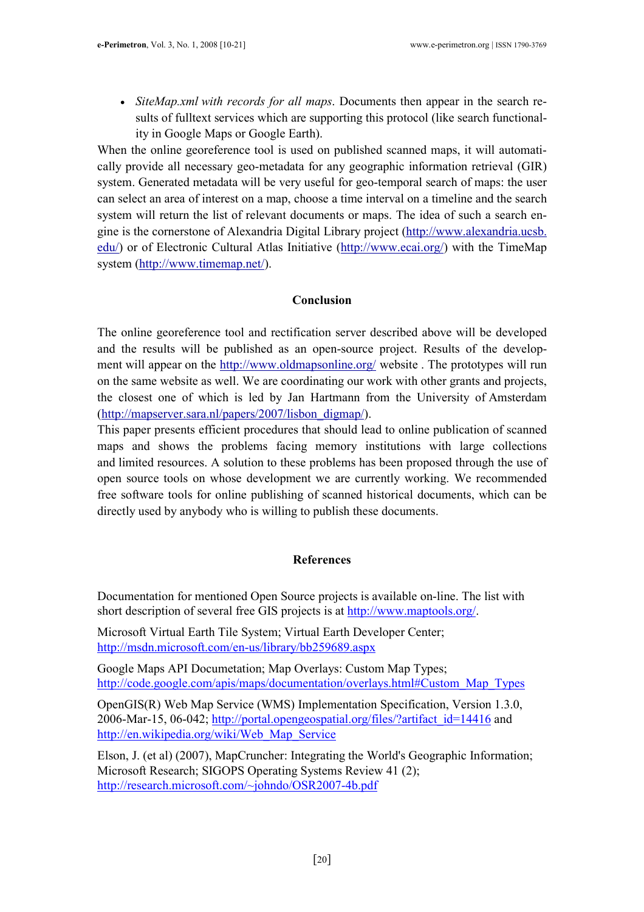- *SiteMap.xml with records for all maps*. Documents then appear in the search results of fulltext services which are supporting this protocol (like search functionality in Google Maps or Google Earth).

When the online georeference tool is used on published scanned maps, it will automatically provide all necessary geo-metadata for any geographic information retrieval (GIR) system. Generated metadata will be very useful for geo-temporal search of maps: the user can select an area of interest on a map, choose a time interval on a timeline and the search system will return the list of relevant documents or maps. The idea of such a search engine is the cornerstone of Alexandria Digital Library project (http://www.alexandria.ucsb.edu/) or of Electronic Cultural Atlas Initiative (http://www.ecai.org/) with the TimeMap system (http://www.timemap.net/).

## Conclusion

The online georeference tool and rectification server described above will be developed and the results will be published as an open-source project. Results of the development will appear on the http://www.oldmapsonline.org/ website . The prototypes will run on the same website as well. We are coordinating our work with other grants and projects, the closest one of which is led by Jan Hartmann from the University of Amsterdam (http://mapserver.sara.nl/papers/2007/lisbon_digmap/).

This paper presents efficient procedures that should lead to online publication of scanned maps and shows the problems facing memory institutions with large collections and limited resources. A solution to these problems has been proposed through the use of open source tools on whose development we are currently working. We recommended free software tools for online publishing of scanned historical documents, which can be directly used by anybody who is willing to publish these documents.

## References

Documentation for mentioned Open Source projects is available on-line. The list with short description of several free GIS projects is at http://www.maptools.org/.

Microsoft Virtual Earth Tile System; Virtual Earth Developer Center; http://msdn.microsoft.com/en-us/library/bb259689.aspx

Google Maps API Documetation; Map Overlays: Custom Map Types; http://code.google.com/apis/maps/documentation/overlays.html#Custom_Map_Types

OpenGIS(R) Web Map Service (WMS) Implementation Specification, Version 1.3.0, 2006-Mar-15, 06-042; http://portal.opengeospatial.org/files/?artifact_id=14416 and http://en.wikipedia.org/wiki/Web_Map_Service

Elson, J. (et al) (2007), MapCruncher: Integrating the World's Geographic Information; Microsoft Research; SIGOPS Operating Systems Review 41 (2); http://research.microsoft.com/~johndo/OSR2007-4b.pdf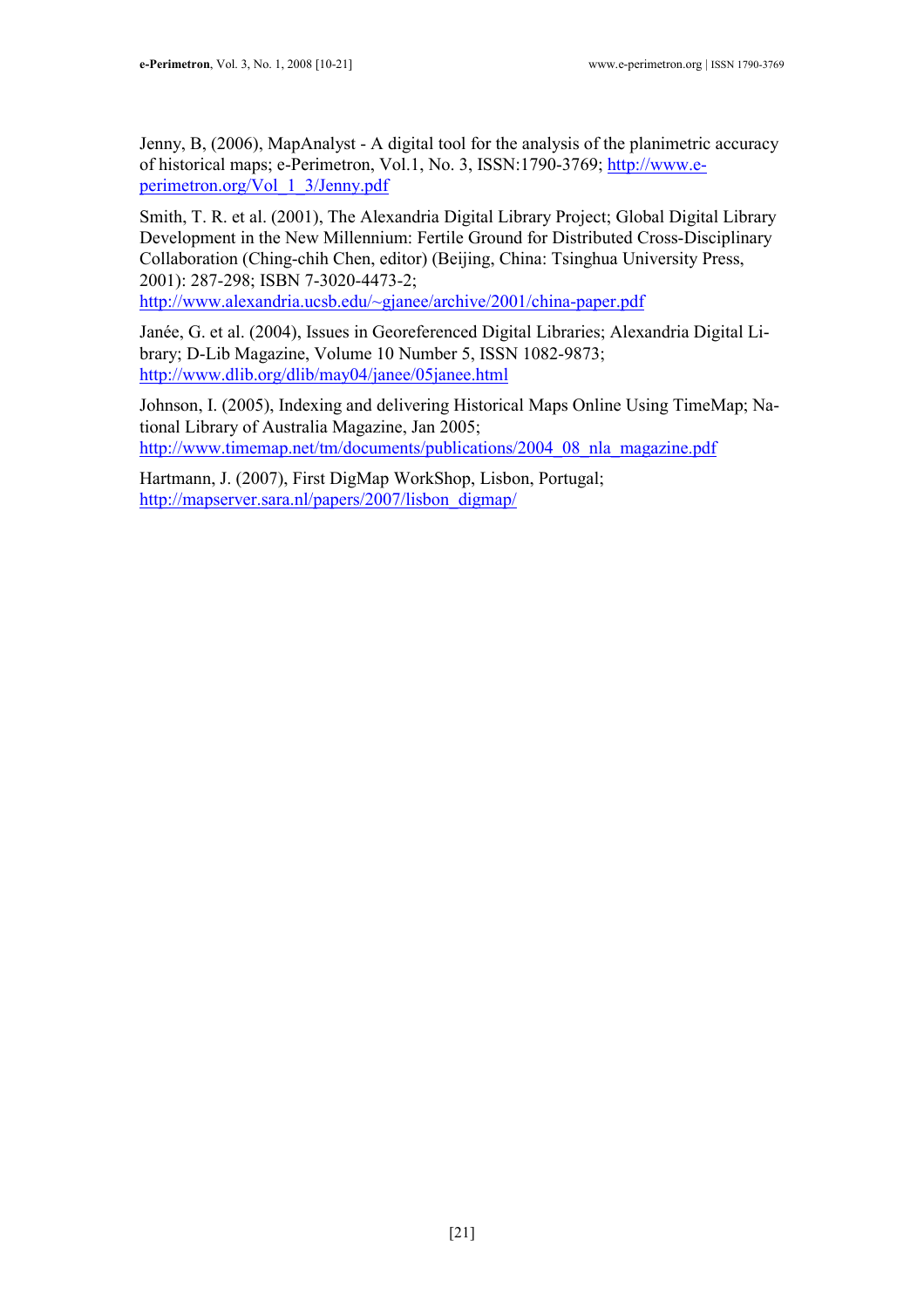Jenny, B, (2006), MapAnalyst - A digital tool for the analysis of the planimetric accuracy of historical maps; e-Perimetron, Vol.1, No. 3, ISSN:1790-3769; http://www.e-perimetron.org/Vol_1_3/Jenny.pdf

Smith, T. R. et al. (2001), The Alexandria Digital Library Project; Global Digital Library Development in the New Millennium: Fertile Ground for Distributed Cross-Disciplinary Collaboration (Ching-chih Chen, editor) (Beijing, China: Tsinghua University Press, 2001): 287-298; ISBN 7-3020-4473-2; http://www.alexandria.ucsb.edu/~gjanee/archive/2001/china-paper.pdf

Janée, G. et al. (2004), Issues in Georeferenced Digital Libraries; Alexandria Digital Library; D-Lib Magazine, Volume 10 Number 5, ISSN 1082-9873; http://www.dlib.org/dlib/may04/janee/05janee.html

Johnson, I. (2005), Indexing and delivering Historical Maps Online Using TimeMap; National Library of Australia Magazine, Jan 2005; http://www.timemap.net/tm/documents/publications/2004_08_nla_magazine.pdf

Hartmann, J. (2007), First DigMap WorkShop, Lisbon, Portugal; http://mapserver.sara.nl/papers/2007/lisbon_digmap/